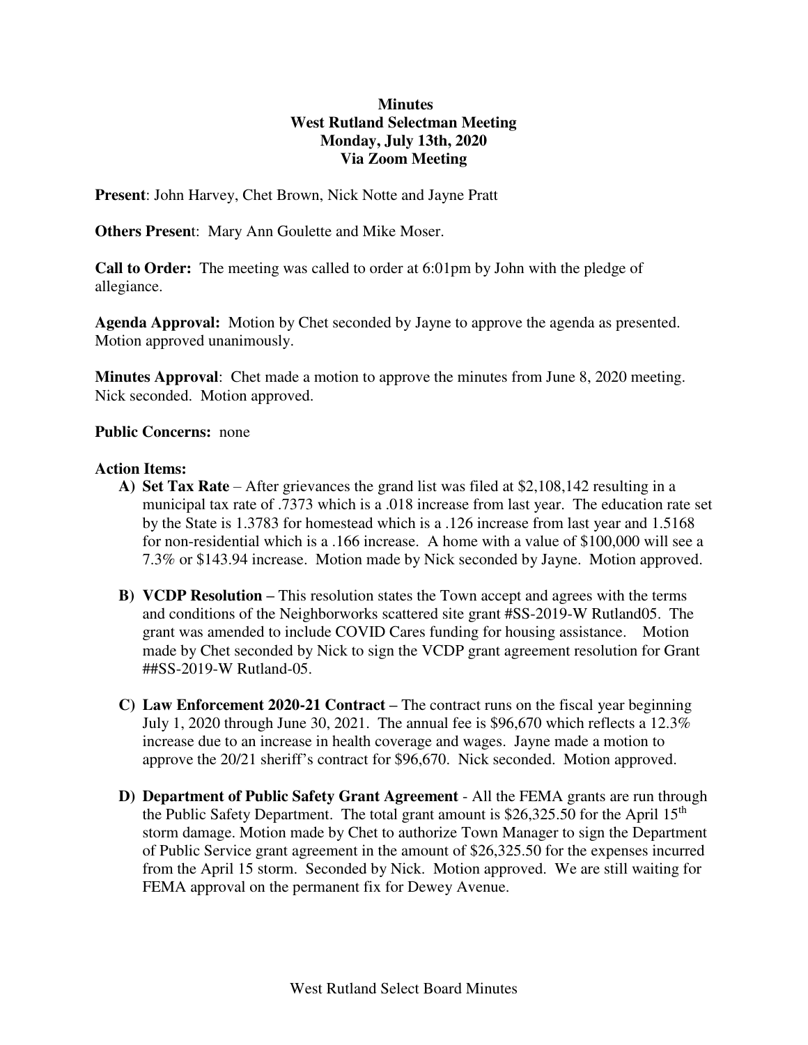**Minutes**
**West Rutland Selectman Meeting**
**Monday, July 13th, 2020**
**Via Zoom Meeting**

**Present**: John Harvey, Chet Brown, Nick Notte and Jayne Pratt

**Others Present**: Mary Ann Goulette and Mike Moser.

**Call to Order:** The meeting was called to order at 6:01pm by John with the pledge of allegiance.

**Agenda Approval:** Motion by Chet seconded by Jayne to approve the agenda as presented. Motion approved unanimously.

**Minutes Approval**: Chet made a motion to approve the minutes from June 8, 2020 meeting. Nick seconded. Motion approved.

**Public Concerns:** none

**Action Items:**

A) **Set Tax Rate** – After grievances the grand list was filed at $2,108,142 resulting in a municipal tax rate of .7373 which is a .018 increase from last year. The education rate set by the State is 1.3783 for homestead which is a .126 increase from last year and 1.5168 for non-residential which is a .166 increase. A home with a value of $100,000 will see a 7.3% or $143.94 increase. Motion made by Nick seconded by Jayne. Motion approved.

B) **VCDP Resolution –** This resolution states the Town accept and agrees with the terms and conditions of the Neighborworks scattered site grant #SS-2019-W Rutland05. The grant was amended to include COVID Cares funding for housing assistance. Motion made by Chet seconded by Nick to sign the VCDP grant agreement resolution for Grant ##SS-2019-W Rutland-05.

C) **Law Enforcement 2020-21 Contract –** The contract runs on the fiscal year beginning July 1, 2020 through June 30, 2021. The annual fee is $96,670 which reflects a 12.3% increase due to an increase in health coverage and wages. Jayne made a motion to approve the 20/21 sheriff's contract for $96,670. Nick seconded. Motion approved.

D) **Department of Public Safety Grant Agreement** - All the FEMA grants are run through the Public Safety Department. The total grant amount is $26,325.50 for the April 15th storm damage. Motion made by Chet to authorize Town Manager to sign the Department of Public Service grant agreement in the amount of $26,325.50 for the expenses incurred from the April 15 storm. Seconded by Nick. Motion approved. We are still waiting for FEMA approval on the permanent fix for Dewey Avenue.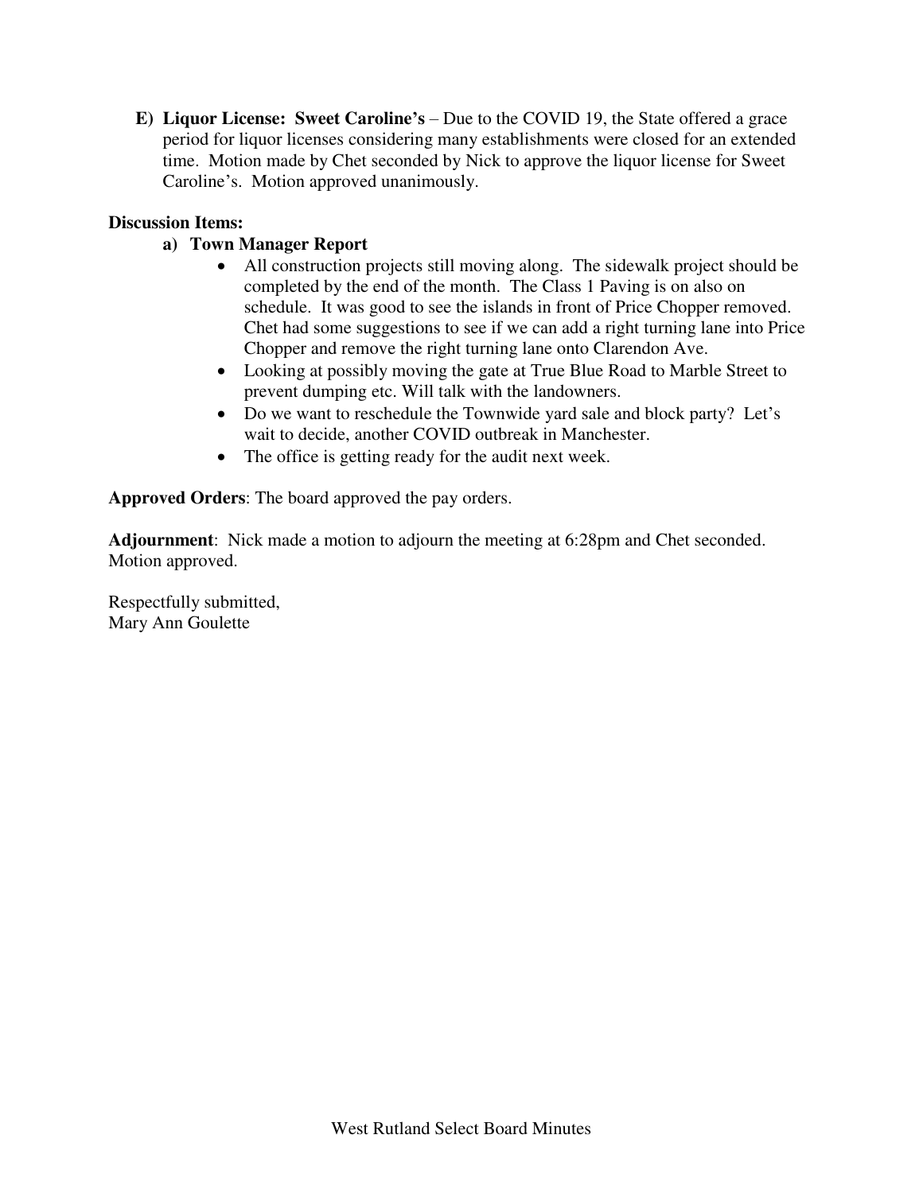E) **Liquor License: Sweet Caroline's** – Due to the COVID 19, the State offered a grace period for liquor licenses considering many establishments were closed for an extended time. Motion made by Chet seconded by Nick to approve the liquor license for Sweet Caroline's. Motion approved unanimously.

**Discussion Items:**

a) **Town Manager Report**

- All construction projects still moving along. The sidewalk project should be completed by the end of the month. The Class 1 Paving is on also on schedule. It was good to see the islands in front of Price Chopper removed. Chet had some suggestions to see if we can add a right turning lane into Price Chopper and remove the right turning lane onto Clarendon Ave.
- Looking at possibly moving the gate at True Blue Road to Marble Street to prevent dumping etc. Will talk with the landowners.
- Do we want to reschedule the Townwide yard sale and block party? Let's wait to decide, another COVID outbreak in Manchester.
- The office is getting ready for the audit next week.

**Approved Orders**: The board approved the pay orders.

**Adjournment**: Nick made a motion to adjourn the meeting at 6:28pm and Chet seconded. Motion approved.

Respectfully submitted,
Mary Ann Goulette